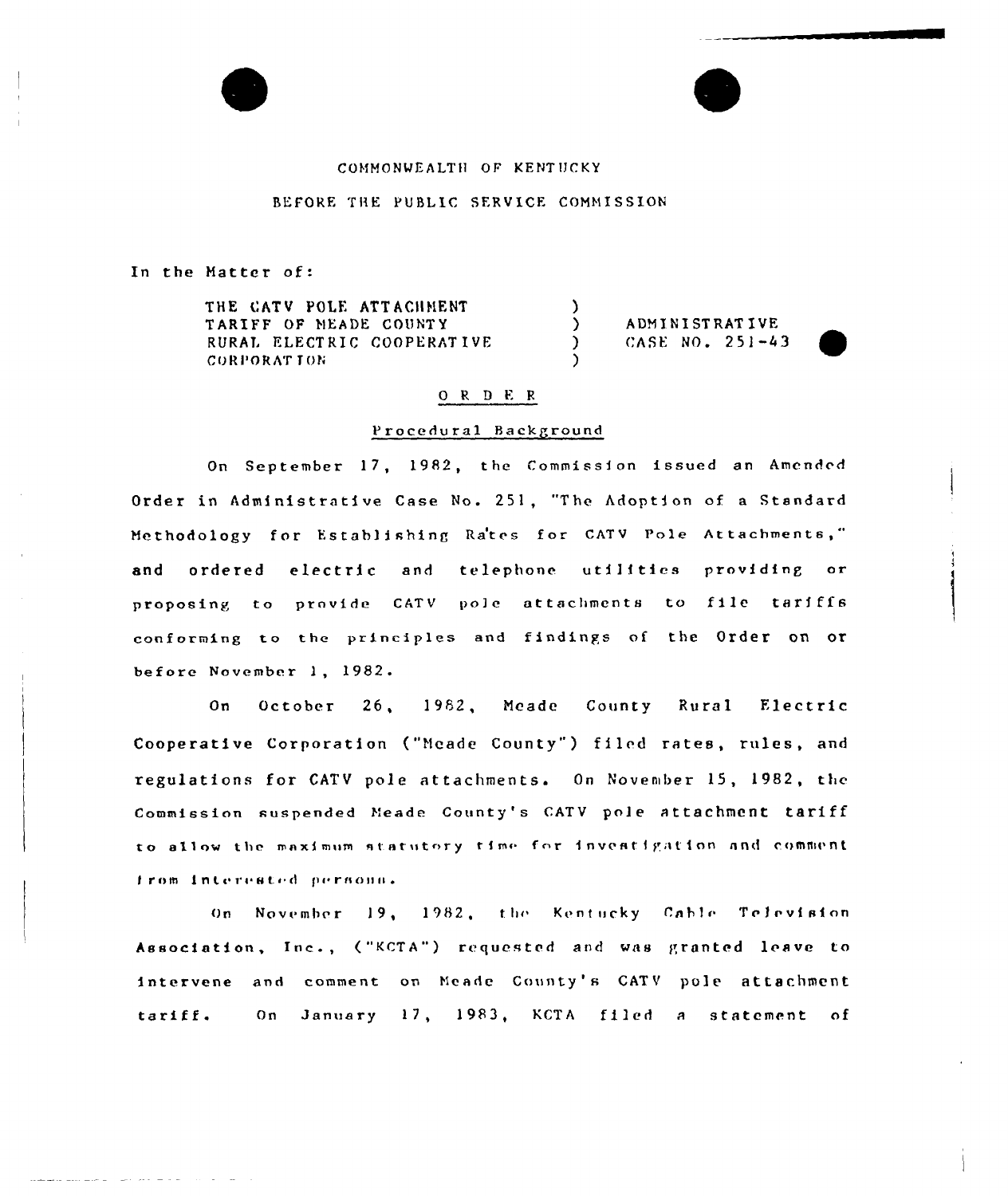COMMONWEALTH OF KENTUCKY

BEFORE THE PUBLIC SERVICE COMMISSION

In the Matter of:

| | | |
|---|---|---|
| THE CATV POLE ATTACHMENT TARIFF OF MEADE COUNTY RURAL ELECTRIC COOPERATIVE CORPORATION | ) ) ) ) | ADMINISTRATIVE CASE NO. 251-43 |

## ORDER

### Procedural Background

On September 17, 1982, the Commission issued an Amended Order in Administrative Case No. 251, "The Adoption of a Standard Methodology for Establishing Rates for CATV Pole Attachments," and ordered electric and telephone utilities providing or proposing to provide CATV pole attachments to file tariffs conforming to the principles and findings of the Order on or before November 1, 1982.

On October 26, 1982, Meade County Rural Electric Cooperative Corporation ("Meade County") filed rates, rules, and regulations for CATV pole attachments. On November 15, 1982, the Commission suspended Meade County's CATV pole attachment tariff to allow the maximum statutory time for investigation and comment from interested persons.

On November 19, 1982, the Kentucky Cable Television Association, Inc., ("KCTA") requested and was granted leave to intervene and comment on Meade County's CATV pole attachment tariff. On January 17, 1983, KCTA filed a statement of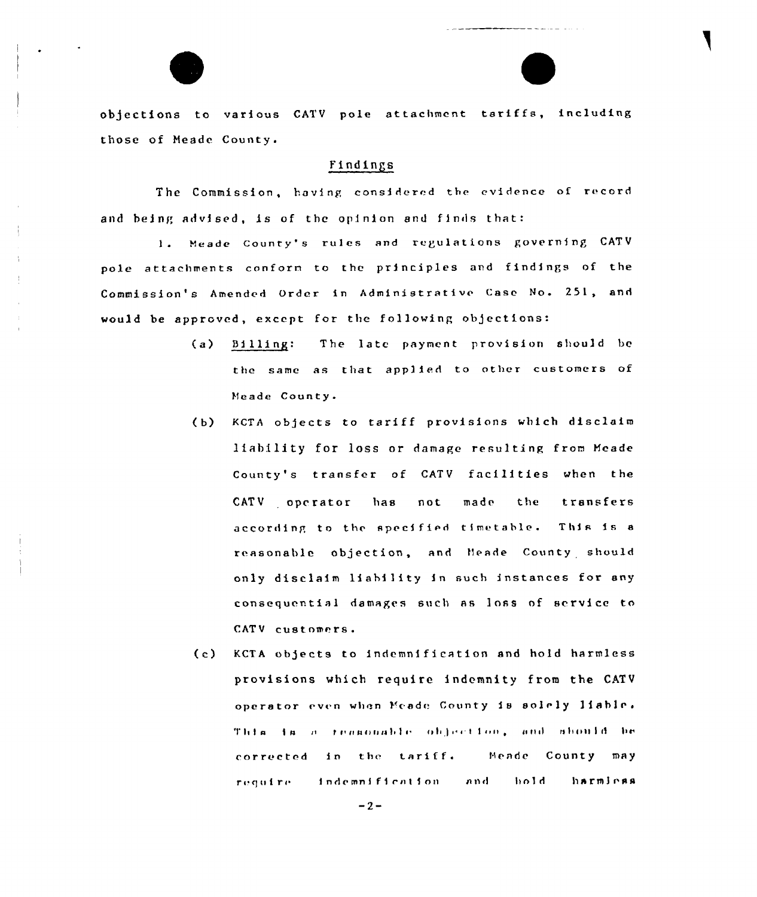objections to various CATV pole attachment tariffs, including those of Meade County.

## Findings

The Commission, having considered the evidence of record and being advised, is of the opinion and finds that:

1. Meade County's rules and regulations governing CATV pole attachments conform to the principles and findings of the Commission's Amended Order in Administrative Case No. 251, and would be approved, except for the following objections:

   (a) Billing: The late payment provision should be the same as that applied to other customers of Meade County.

   (b) KCTA objects to tariff provisions which disclaim liability for loss or damage resulting from Meade County's transfer of CATV facilities when the CATV operator has not made the transfers according to the specified timetable. This is a reasonable objection, and Meade County should only disclaim liability in such instances for any consequential damages such as loss of service to CATV customers.

   (c) KCTA objects to indemnification and hold harmless provisions which require indemnity from the CATV operator even when Meade County is solely liable. This is a reasonable objection, and should be corrected in the tariff. Meade County may require indemnification and hold harmless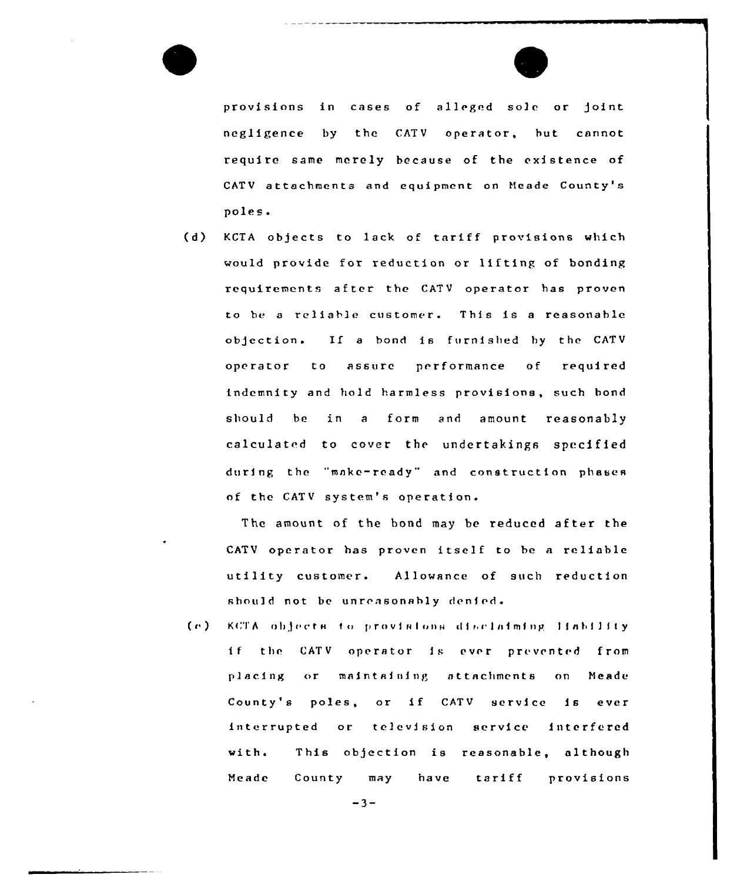provisions in cases of alleged sole or joint negligence by the CATV operator, but cannot require same merely because of the existence of CATV attachments and equipment on Meade County's poles.

(d) KCTA objects to lack of tariff provisions which would provide for reduction or lifting of bonding requirements after the CATV operator has proven to be a reliable customer. This is a reasonable objection. If a bond is furnished by the CATV operator to assure performance of required indemnity and hold harmless provisions, such bond should be in a form and amount reasonably calculated to cover the undertakings specified during the "make-ready" and construction phases of the CATV system's operation.

The amount of the bond may be reduced after the CATV operator has proven itself to be a reliable utility customer. Allowance of such reduction should not be unreasonably denied.

(e) KCTA objects to provisions disclaiming liability if the CATV operator is ever prevented from placing or maintaining attachments on Meade County's poles, or if CATV service is ever interrupted or television service interfered with. This objection is reasonable, although Meade County may have tariff provisions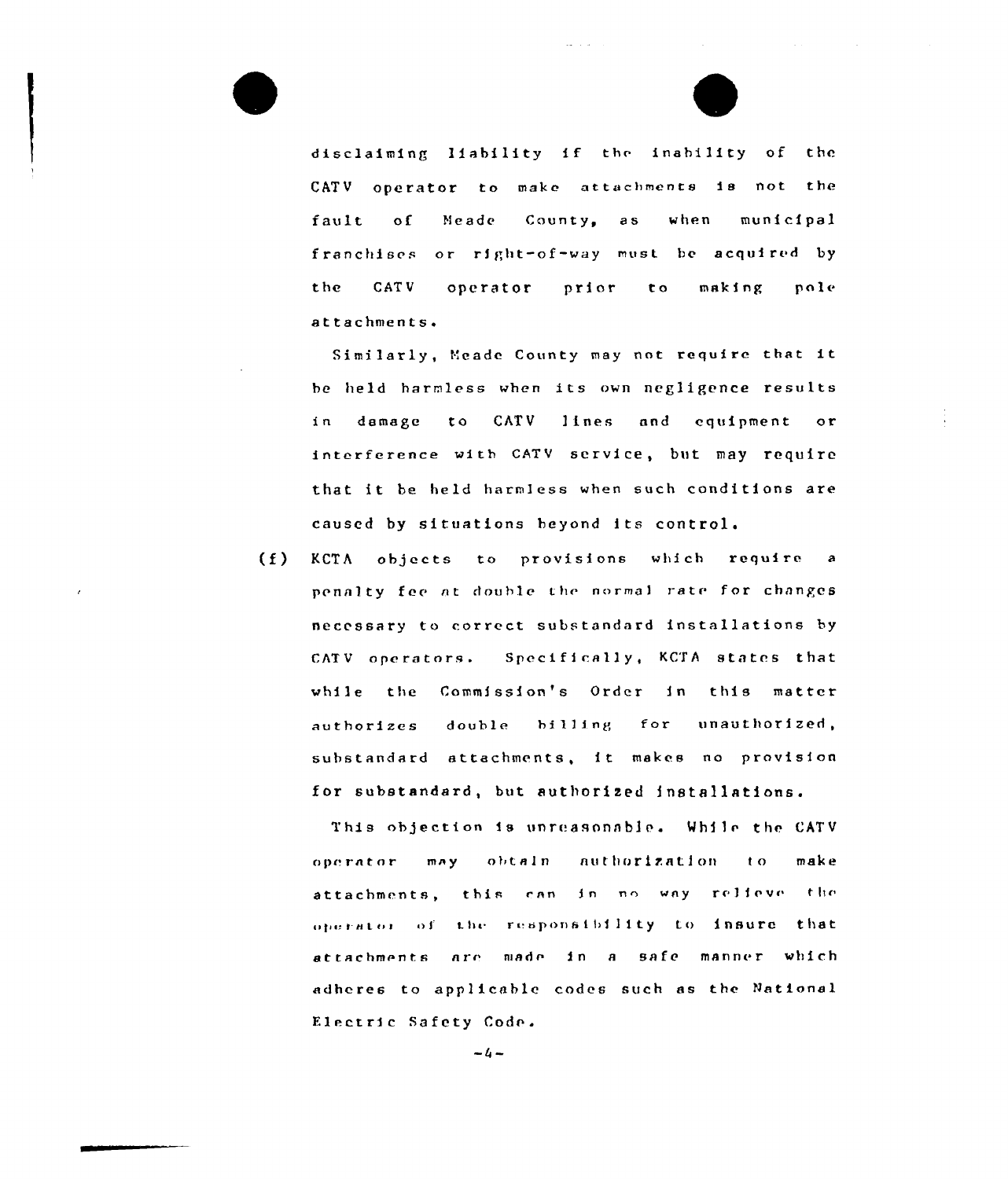disclaiming liability if the inability of the CATV operator to make attachments is not the fault of Meade County, as when municipal franchises or right-of-way must be acquired by the CATV operator prior to making pole attachments.

Similarly, Meade County may not require that it be held harmless when its own negligence results in damage to CATV lines and equipment or interference with CATV service, but may require that it be held harmless when such conditions are caused by situations beyond its control.

(f) KCTA objects to provisions which require a penalty fee at double the normal rate for changes necessary to correct substandard installations by CATV operators. Specifically, KCTA states that while the Commission's Order in this matter authorizes double billing for unauthorized, substandard attachments, it makes no provision for substandard, but authorized installations.

This objection is unreasonable. While the CATV operator may obtain authorization to make attachments, this can in no way relieve the operator of the responsibility to insure that attachments are made in a safe manner which adheres to applicable codes such as the National Electric Safety Code.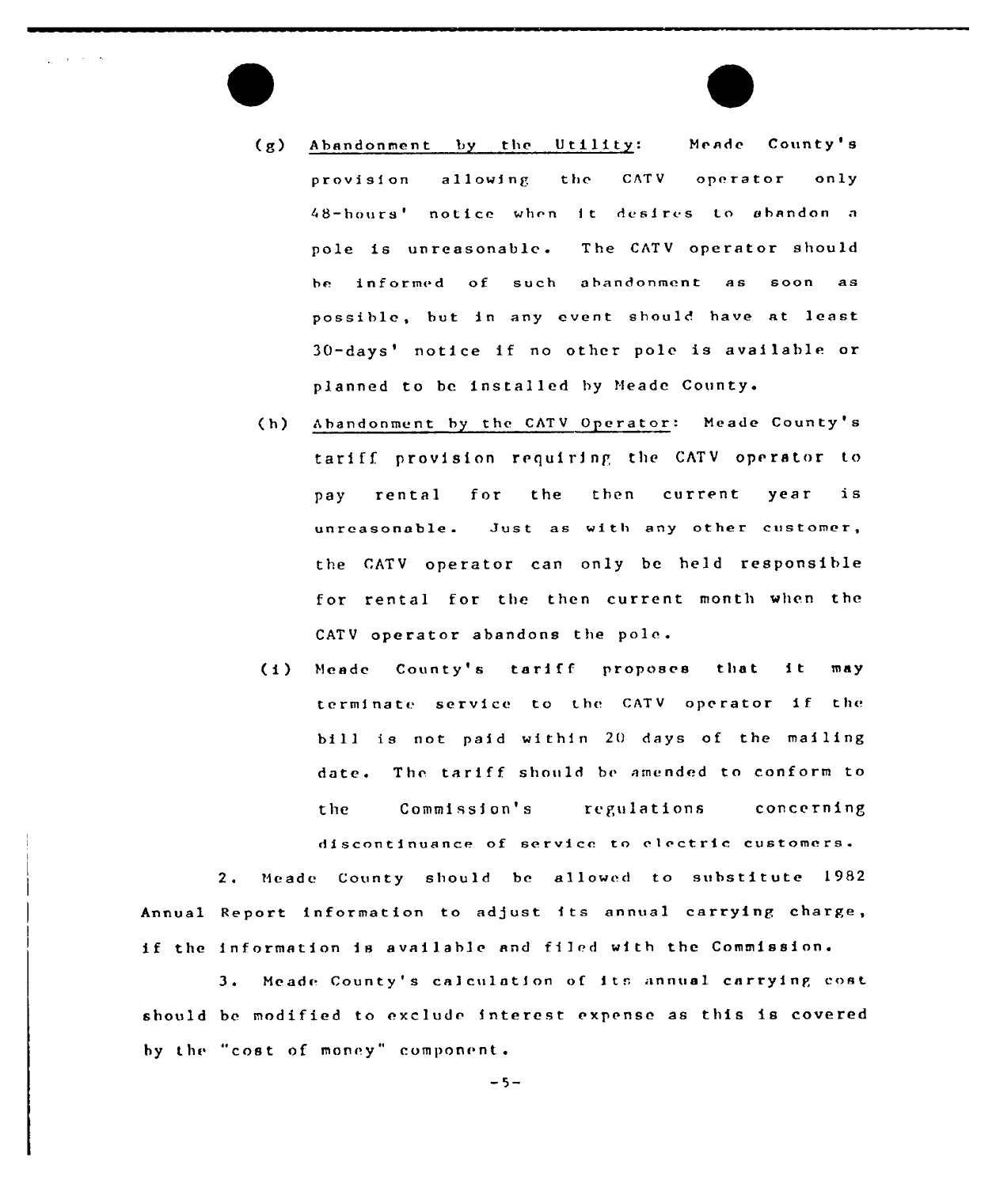(g) Abandonment by the Utility: Meade County's provision allowing the CATV operator only 48-hours' notice when it desires to abandon a pole is unreasonable. The CATV operator should be informed of such abandonment as soon as possible, but in any event should have at least 30-days' notice if no other pole is available or planned to be installed by Meade County.

(h) Abandonment by the CATV Operator: Meade County's tariff provision requiring the CATV operator to pay rental for the then current year is unreasonable. Just as with any other customer, the CATV operator can only be held responsible for rental for the then current month when the CATV operator abandons the pole.

(i) Meade County's tariff proposes that it may terminate service to the CATV operator if the bill is not paid within 20 days of the mailing date. The tariff should be amended to conform to the Commission's regulations concerning discontinuance of service to electric customers.

2. Meade County should be allowed to substitute 1982 Annual Report information to adjust its annual carrying charge, if the information is available and filed with the Commission.

3. Meade County's calculation of its annual carrying cost should be modified to exclude interest expense as this is covered by the "cost of money" component.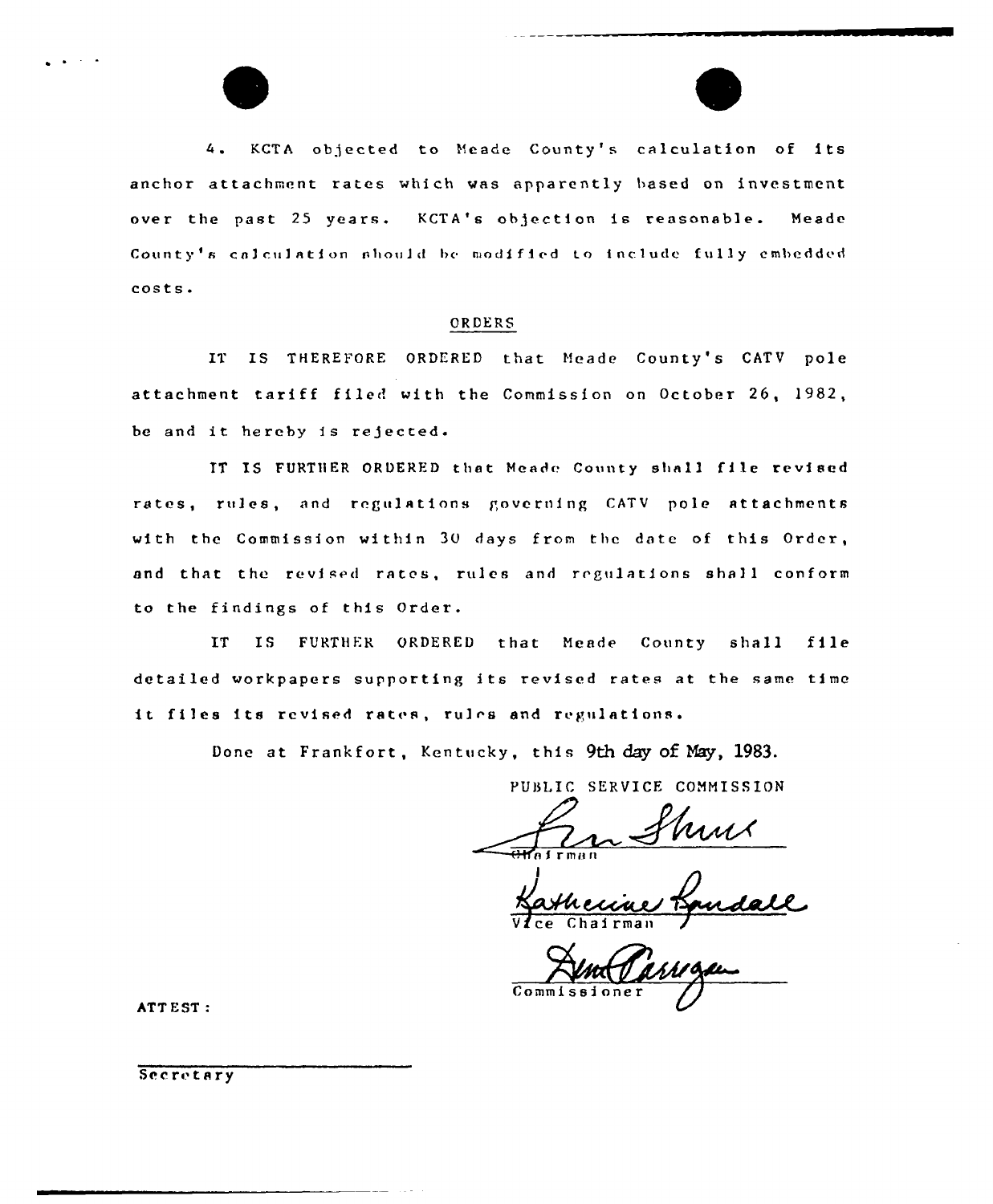4. KCTA objected to Meade County's calculation of its anchor attachment rates which was apparently based on investment over the past 25 years. KCTA's objection is reasonable. Meade County's calculation should be modified to include fully embedded costs.

## ORDERS

IT IS THEREFORE ORDERED that Meade County's CATV pole attachment tariff filed with the Commission on October 26, 1982, be and it hereby is rejected.

IT IS FURTHER ORDERED that Meade County shall file revised rates, rules, and regulations governing CATV pole attachments with the Commission within 30 days from the date of this Order, and that the revised rates, rules and regulations shall conform to the findings of this Order.

IT IS FURTHER ORDERED that Meade County shall file detailed workpapers supporting its revised rates at the same time it files its revised rates, rules and regulations.

Done at Frankfort, Kentucky, this 9th day of May, 1983.

PUBLIC SERVICE COMMISSION

Chairman

Vice Chairman

Commissioner

ATTEST:

Secretary